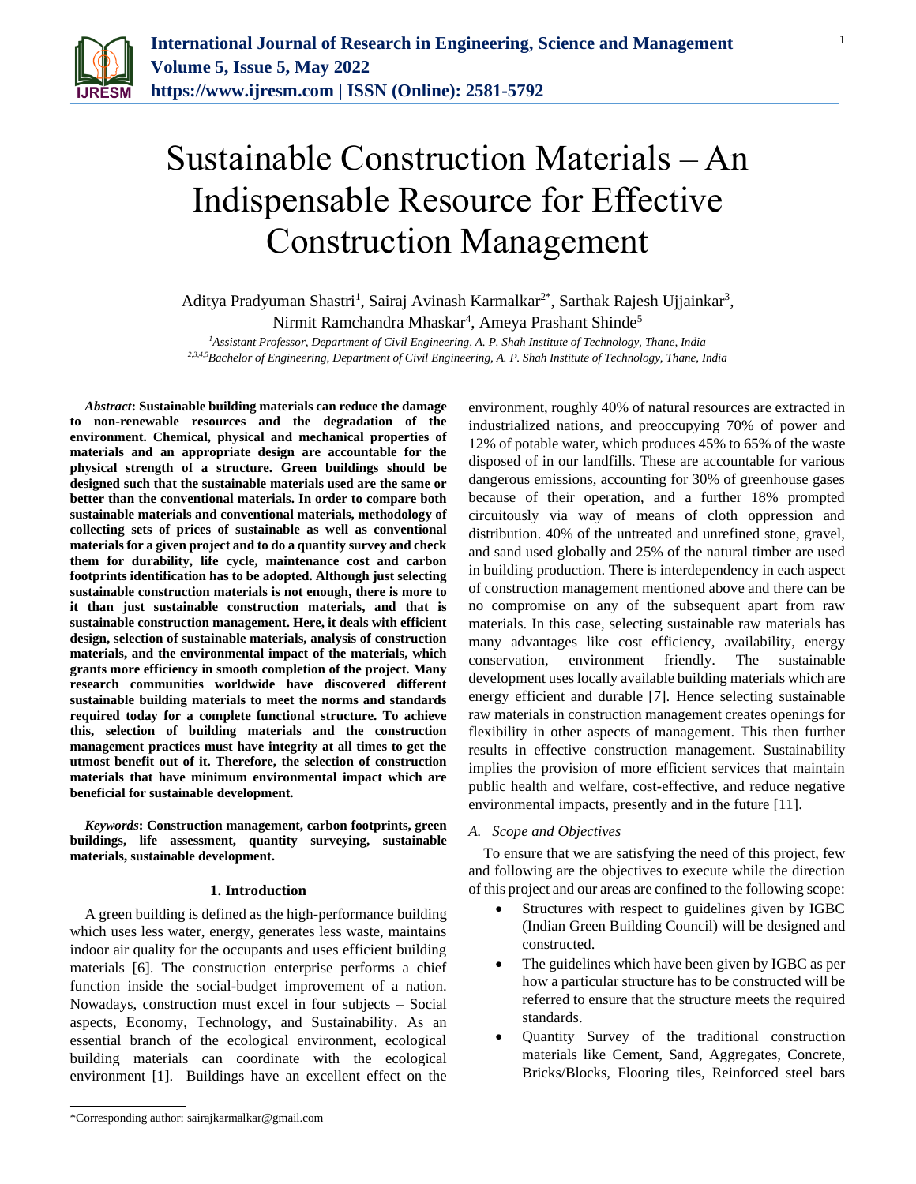# Sustainable Construction Materials – An Indispensable Resource for Effective Construction Management

Aditya Pradyuman Shastri[1], Sairaj Avinash Karmalkar[2*], Sarthak Rajesh Ujjainkar[3], Nirmit Ramchandra Mhaskar[4], Ameya Prashant Shinde[5]

[1]*Assistant Professor, Department of Civil Engineering, A. P. Shah Institute of Technology, Thane, India*
[2,3,4,5]*Bachelor of Engineering, Department of Civil Engineering, A. P. Shah Institute of Technology, Thane, India*

***Abstract*: Sustainable building materials can reduce the damage to non-renewable resources and the degradation of the environment. Chemical, physical and mechanical properties of materials and an appropriate design are accountable for the physical strength of a structure. Green buildings should be designed such that the sustainable materials used are the same or better than the conventional materials. In order to compare both sustainable materials and conventional materials, methodology of collecting sets of prices of sustainable as well as conventional materials for a given project and to do a quantity survey and check them for durability, life cycle, maintenance cost and carbon footprints identification has to be adopted. Although just selecting sustainable construction materials is not enough, there is more to it than just sustainable construction materials, and that is sustainable construction management. Here, it deals with efficient design, selection of sustainable materials, analysis of construction materials, and the environmental impact of the materials, which grants more efficiency in smooth completion of the project. Many research communities worldwide have discovered different sustainable building materials to meet the norms and standards required today for a complete functional structure. To achieve this, selection of building materials and the construction management practices must have integrity at all times to get the utmost benefit out of it. Therefore, the selection of construction materials that have minimum environmental impact which are beneficial for sustainable development.**

***Keywords*: Construction management, carbon footprints, green buildings, life assessment, quantity surveying, sustainable materials, sustainable development.**

## 1. Introduction

A green building is defined as the high-performance building which uses less water, energy, generates less waste, maintains indoor air quality for the occupants and uses efficient building materials [6]. The construction enterprise performs a chief function inside the social-budget improvement of a nation. Nowadays, construction must excel in four subjects – Social aspects, Economy, Technology, and Sustainability. As an essential branch of the ecological environment, ecological building materials can coordinate with the ecological environment [1]. Buildings have an excellent effect on the environment, roughly 40% of natural resources are extracted in industrialized nations, and preoccupying 70% of power and 12% of potable water, which produces 45% to 65% of the waste disposed of in our landfills. These are accountable for various dangerous emissions, accounting for 30% of greenhouse gases because of their operation, and a further 18% prompted circuitously via way of means of cloth oppression and distribution. 40% of the untreated and unrefined stone, gravel, and sand used globally and 25% of the natural timber are used in building production. There is interdependency in each aspect of construction management mentioned above and there can be no compromise on any of the subsequent apart from raw materials. In this case, selecting sustainable raw materials has many advantages like cost efficiency, availability, energy conservation, environment friendly. The sustainable development uses locally available building materials which are energy efficient and durable [7]. Hence selecting sustainable raw materials in construction management creates openings for flexibility in other aspects of management. This then further results in effective construction management. Sustainability implies the provision of more efficient services that maintain public health and welfare, cost-effective, and reduce negative environmental impacts, presently and in the future [11].

### *A. Scope and Objectives*

To ensure that we are satisfying the need of this project, few and following are the objectives to execute while the direction of this project and our areas are confined to the following scope:

- Structures with respect to guidelines given by IGBC (Indian Green Building Council) will be designed and constructed.
- The guidelines which have been given by IGBC as per how a particular structure has to be constructed will be referred to ensure that the structure meets the required standards.
- Quantity Survey of the traditional construction materials like Cement, Sand, Aggregates, Concrete, Bricks/Blocks, Flooring tiles, Reinforced steel bars

*Corresponding author: sairajkarmalkar@gmail.com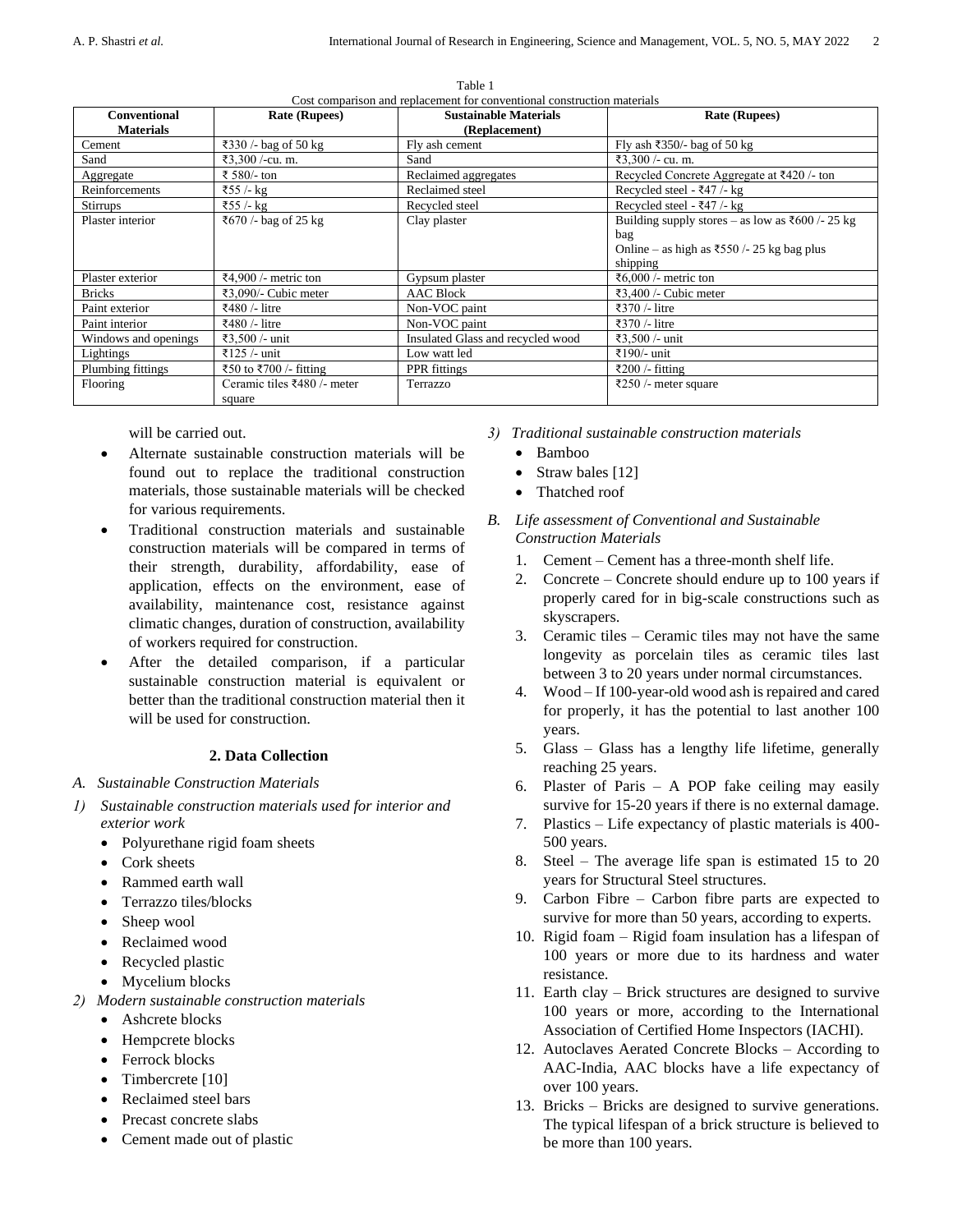Table 1
Cost comparison and replacement for conventional construction materials

| Conventional Materials | Rate (Rupees) | Sustainable Materials (Replacement) | Rate (Rupees) |
|---|---|---|---|
| Cement | ₹330 /- bag of 50 kg | Fly ash cement | Fly ash ₹350/- bag of 50 kg |
| Sand | ₹3,300 /-cu. m. | Sand | ₹3,300 /- cu. m. |
| Aggregate | ₹ 580/- ton | Reclaimed aggregates | Recycled Concrete Aggregate at ₹420 /- ton |
| Reinforcements | ₹55 /- kg | Reclaimed steel | Recycled steel - ₹47 /- kg |
| Stirrups | ₹55 /- kg | Recycled steel | Recycled steel - ₹47 /- kg |
| Plaster interior | ₹670 /- bag of 25 kg | Clay plaster | Building supply stores – as low as ₹600 /- 25 kg bag<br>Online – as high as ₹550 /- 25 kg bag plus shipping |
| Plaster exterior | ₹4,900 /- metric ton | Gypsum plaster | ₹6,000 /- metric ton |
| Bricks | ₹3,090/- Cubic meter | AAC Block | ₹3,400 /- Cubic meter |
| Paint exterior | ₹480 /- litre | Non-VOC paint | ₹370 /- litre |
| Paint interior | ₹480 /- litre | Non-VOC paint | ₹370 /- litre |
| Windows and openings | ₹3,500 /- unit | Insulated Glass and recycled wood | ₹3,500 /- unit |
| Lightings | ₹125 /- unit | Low watt led | ₹190/- unit |
| Plumbing fittings | ₹50 to ₹700 /- fitting | PPR fittings | ₹200 /- fitting |
| Flooring | Ceramic tiles ₹480 /- meter square | Terrazzo | ₹250 /- meter square |

will be carried out.

- Alternate sustainable construction materials will be found out to replace the traditional construction materials, those sustainable materials will be checked for various requirements.
- Traditional construction materials and sustainable construction materials will be compared in terms of their strength, durability, affordability, ease of application, effects on the environment, ease of availability, maintenance cost, resistance against climatic changes, duration of construction, availability of workers required for construction.
- After the detailed comparison, if a particular sustainable construction material is equivalent or better than the traditional construction material then it will be used for construction.

## 2. Data Collection

### A. Sustainable Construction Materials

*1) Sustainable construction materials used for interior and exterior work*

- Polyurethane rigid foam sheets
- Cork sheets
- Rammed earth wall
- Terrazzo tiles/blocks
- Sheep wool
- Reclaimed wood
- Recycled plastic
- Mycelium blocks

*2) Modern sustainable construction materials*

- Ashcrete blocks
- Hempcrete blocks
- Ferrock blocks
- Timbercrete [10]
- Reclaimed steel bars
- Precast concrete slabs
- Cement made out of plastic

*3) Traditional sustainable construction materials*

- Bamboo
- Straw bales [12]
- Thatched roof

### B. Life assessment of Conventional and Sustainable Construction Materials

1. Cement – Cement has a three-month shelf life.
2. Concrete – Concrete should endure up to 100 years if properly cared for in big-scale constructions such as skyscrapers.
3. Ceramic tiles – Ceramic tiles may not have the same longevity as porcelain tiles as ceramic tiles last between 3 to 20 years under normal circumstances.
4. Wood – If 100-year-old wood ash is repaired and cared for properly, it has the potential to last another 100 years.
5. Glass – Glass has a lengthy life lifetime, generally reaching 25 years.
6. Plaster of Paris – A POP fake ceiling may easily survive for 15-20 years if there is no external damage.
7. Plastics – Life expectancy of plastic materials is 400-500 years.
8. Steel – The average life span is estimated 15 to 20 years for Structural Steel structures.
9. Carbon Fibre – Carbon fibre parts are expected to survive for more than 50 years, according to experts.
10. Rigid foam – Rigid foam insulation has a lifespan of 100 years or more due to its hardness and water resistance.
11. Earth clay – Brick structures are designed to survive 100 years or more, according to the International Association of Certified Home Inspectors (IACHI).
12. Autoclaves Aerated Concrete Blocks – According to AAC-India, AAC blocks have a life expectancy of over 100 years.
13. Bricks – Bricks are designed to survive generations. The typical lifespan of a brick structure is believed to be more than 100 years.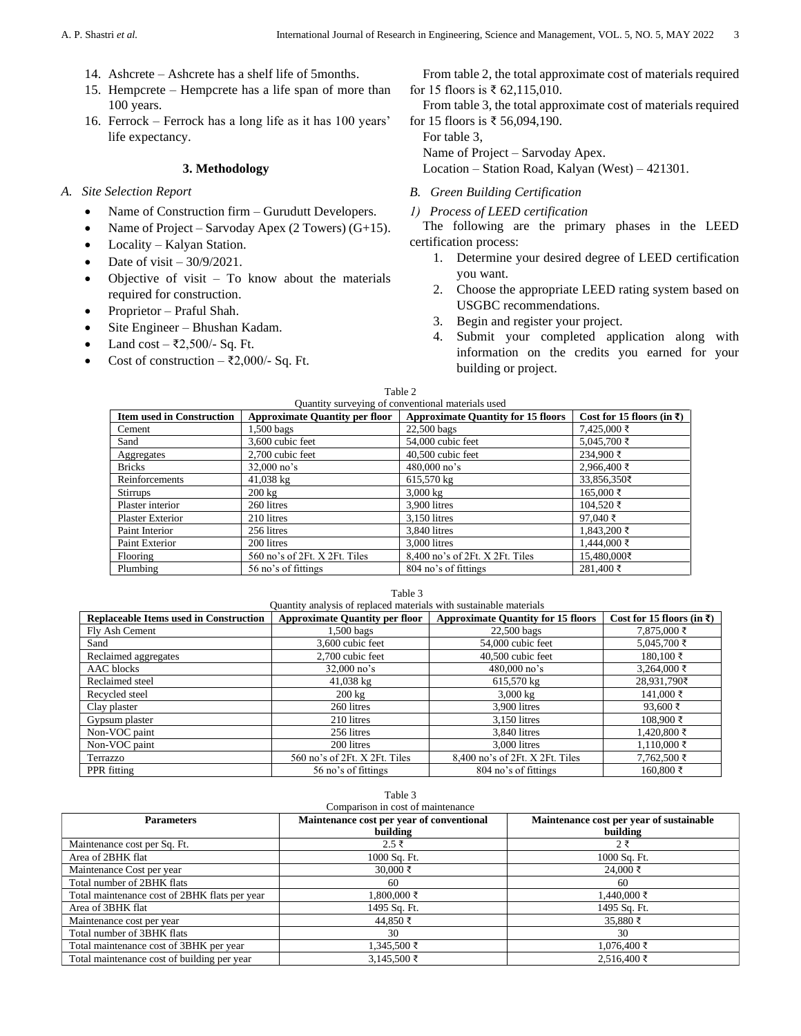14. Ashcrete – Ashcrete has a shelf life of 5months.
15. Hempcrete – Hempcrete has a life span of more than 100 years.
16. Ferrock – Ferrock has a long life as it has 100 years' life expectancy.

## 3. Methodology

### A. Site Selection Report

- Name of Construction firm – Gurudutt Developers.
- Name of Project – Sarvoday Apex (2 Towers) (G+15).
- Locality – Kalyan Station.
- Date of visit – 30/9/2021.
- Objective of visit – To know about the materials required for construction.
- Proprietor – Praful Shah.
- Site Engineer – Bhushan Kadam.
- Land cost – ₹2,500/- Sq. Ft.
- Cost of construction – ₹2,000/- Sq. Ft.

From table 2, the total approximate cost of materials required for 15 floors is ₹ 62,115,010.

From table 3, the total approximate cost of materials required for 15 floors is ₹ 56,094,190.

For table 3,

Name of Project – Sarvoday Apex.

Location – Station Road, Kalyan (West) – 421301.

### B. Green Building Certification

#### 1) Process of LEED certification

The following are the primary phases in the LEED certification process:

1. Determine your desired degree of LEED certification you want.
2. Choose the appropriate LEED rating system based on USGBC recommendations.
3. Begin and register your project.
4. Submit your completed application along with information on the credits you earned for your building or project.

Table 2
Quantity surveying of conventional materials used

| Item used in Construction | Approximate Quantity per floor | Approximate Quantity for 15 floors | Cost for 15 floors (in ₹) |
|---|---|---|---|
| Cement | 1,500 bags | 22,500 bags | 7,425,000 ₹ |
| Sand | 3,600 cubic feet | 54,000 cubic feet | 5,045,700 ₹ |
| Aggregates | 2,700 cubic feet | 40,500 cubic feet | 234,900 ₹ |
| Bricks | 32,000 no's | 480,000 no's | 2,966,400 ₹ |
| Reinforcements | 41,038 kg | 615,570 kg | 33,856,350₹ |
| Stirrups | 200 kg | 3,000 kg | 165,000 ₹ |
| Plaster interior | 260 litres | 3,900 litres | 104,520 ₹ |
| Plaster Exterior | 210 litres | 3,150 litres | 97,040 ₹ |
| Paint Interior | 256 litres | 3,840 litres | 1,843,200 ₹ |
| Paint Exterior | 200 litres | 3,000 litres | 1,444,000 ₹ |
| Flooring | 560 no's of 2Ft. X 2Ft. Tiles | 8,400 no's of 2Ft. X 2Ft. Tiles | 15,480,000₹ |
| Plumbing | 56 no's of fittings | 804 no's of fittings | 281,400 ₹ |

Table 3
Quantity analysis of replaced materials with sustainable materials

| Replaceable Items used in Construction | Approximate Quantity per floor | Approximate Quantity for 15 floors | Cost for 15 floors (in ₹) |
|---|---|---|---|
| Fly Ash Cement | 1,500 bags | 22,500 bags | 7,875,000 ₹ |
| Sand | 3,600 cubic feet | 54,000 cubic feet | 5,045,700 ₹ |
| Reclaimed aggregates | 2,700 cubic feet | 40,500 cubic feet | 180,100 ₹ |
| AAC blocks | 32,000 no's | 480,000 no's | 3,264,000 ₹ |
| Reclaimed steel | 41,038 kg | 615,570 kg | 28,931,790₹ |
| Recycled steel | 200 kg | 3,000 kg | 141,000 ₹ |
| Clay plaster | 260 litres | 3,900 litres | 93,600 ₹ |
| Gypsum plaster | 210 litres | 3,150 litres | 108,900 ₹ |
| Non-VOC paint | 256 litres | 3,840 litres | 1,420,800 ₹ |
| Non-VOC paint | 200 litres | 3,000 litres | 1,110,000 ₹ |
| Terrazzo | 560 no's of 2Ft. X 2Ft. Tiles | 8,400 no's of 2Ft. X 2Ft. Tiles | 7,762,500 ₹ |
| PPR fitting | 56 no's of fittings | 804 no's of fittings | 160,800 ₹ |

Table 3
Comparison in cost of maintenance

| Parameters | Maintenance cost per year of conventional building | Maintenance cost per year of sustainable building |
|---|---|---|
| Maintenance cost per Sq. Ft. | 2.5 ₹ | 2 ₹ |
| Area of 2BHK flat | 1000 Sq. Ft. | 1000 Sq. Ft. |
| Maintenance Cost per year | 30,000 ₹ | 24,000 ₹ |
| Total number of 2BHK flats | 60 | 60 |
| Total maintenance cost of 2BHK flats per year | 1,800,000 ₹ | 1,440,000 ₹ |
| Area of 3BHK flat | 1495 Sq. Ft. | 1495 Sq. Ft. |
| Maintenance cost per year | 44,850 ₹ | 35,880 ₹ |
| Total number of 3BHK flats | 30 | 30 |
| Total maintenance cost of 3BHK per year | 1,345,500 ₹ | 1,076,400 ₹ |
| Total maintenance cost of building per year | 3,145,500 ₹ | 2,516,400 ₹ |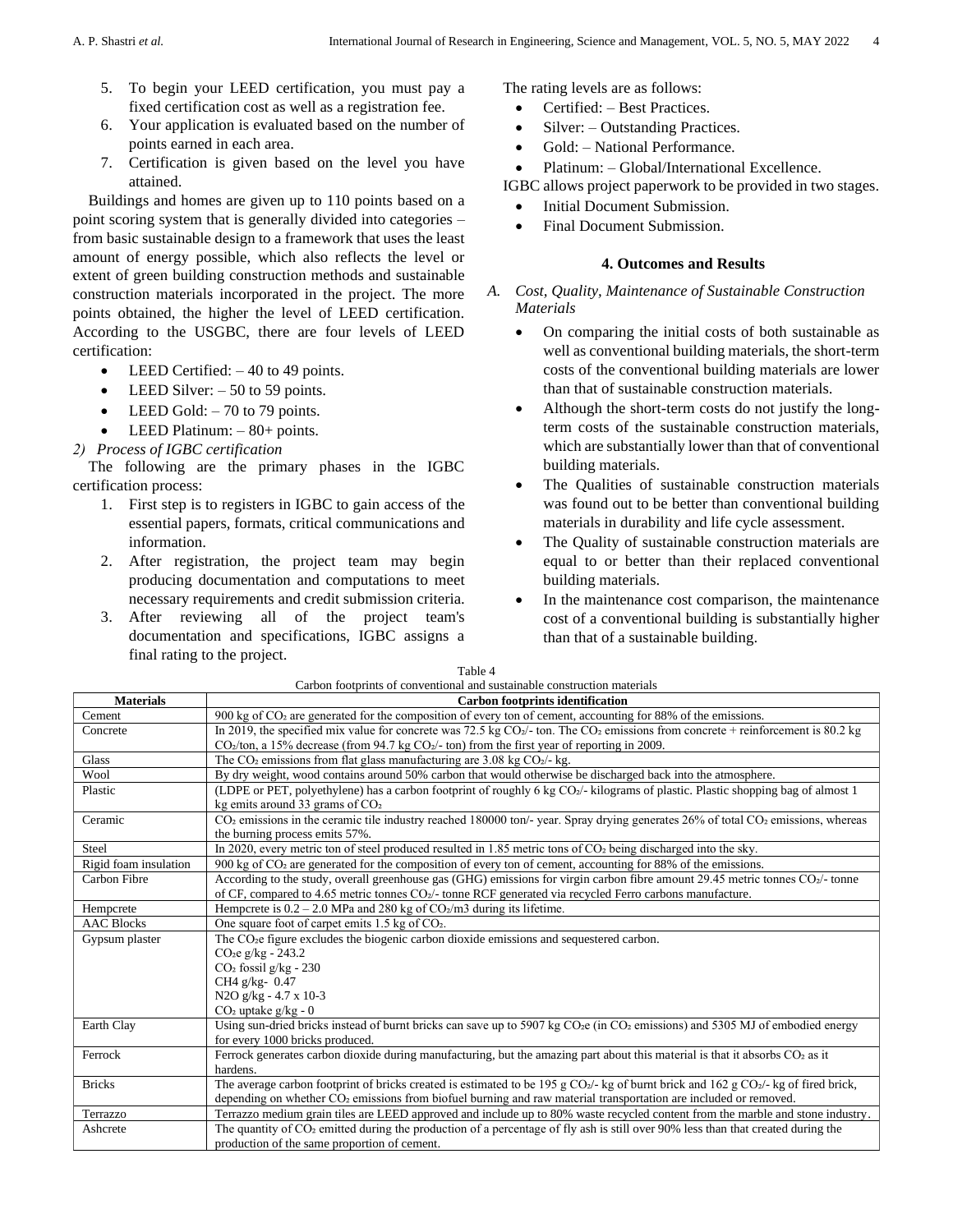5. To begin your LEED certification, you must pay a fixed certification cost as well as a registration fee.
6. Your application is evaluated based on the number of points earned in each area.
7. Certification is given based on the level you have attained.

Buildings and homes are given up to 110 points based on a point scoring system that is generally divided into categories – from basic sustainable design to a framework that uses the least amount of energy possible, which also reflects the level or extent of green building construction methods and sustainable construction materials incorporated in the project. The more points obtained, the higher the level of LEED certification. According to the USGBC, there are four levels of LEED certification:

- LEED Certified: – 40 to 49 points.
- LEED Silver: – 50 to 59 points.
- LEED Gold: – 70 to 79 points.
- LEED Platinum: – 80+ points.

*2) Process of IGBC certification*

The following are the primary phases in the IGBC certification process:

1. First step is to registers in IGBC to gain access of the essential papers, formats, critical communications and information.
2. After registration, the project team may begin producing documentation and computations to meet necessary requirements and credit submission criteria.
3. After reviewing all of the project team's documentation and specifications, IGBC assigns a final rating to the project.

The rating levels are as follows:

- Certified: – Best Practices.
- Silver: – Outstanding Practices.
- Gold: – National Performance.
- Platinum: – Global/International Excellence.

IGBC allows project paperwork to be provided in two stages.

- Initial Document Submission.
- Final Document Submission.

## 4. Outcomes and Results

### *A. Cost, Quality, Maintenance of Sustainable Construction Materials*

- On comparing the initial costs of both sustainable as well as conventional building materials, the short-term costs of the conventional building materials are lower than that of sustainable construction materials.
- Although the short-term costs do not justify the long-term costs of the sustainable construction materials, which are substantially lower than that of conventional building materials.
- The Qualities of sustainable construction materials was found out to be better than conventional building materials in durability and life cycle assessment.
- The Quality of sustainable construction materials are equal to or better than their replaced conventional building materials.
- In the maintenance cost comparison, the maintenance cost of a conventional building is substantially higher than that of a sustainable building.

Table 4

Carbon footprints of conventional and sustainable construction materials

| Materials | Carbon footprints identification |
|---|---|
| Cement | 900 kg of $CO_2$ are generated for the composition of every ton of cement, accounting for 88% of the emissions. |
| Concrete | In 2019, the specified mix value for concrete was 72.5 kg $CO_2$/- ton. The $CO_2$ emissions from concrete + reinforcement is 80.2 kg $CO_2$/ton, a 15% decrease (from 94.7 kg $CO_2$/- ton) from the first year of reporting in 2009. |
| Glass | The $CO_2$ emissions from flat glass manufacturing are 3.08 kg $CO_2$/- kg. |
| Wool | By dry weight, wood contains around 50% carbon that would otherwise be discharged back into the atmosphere. |
| Plastic | (LDPE or PET, polyethylene) has a carbon footprint of roughly 6 kg $CO_2$/- kilograms of plastic. Plastic shopping bag of almost 1 kg emits around 33 grams of $CO_2$ |
| Ceramic | $CO_2$ emissions in the ceramic tile industry reached 180000 ton/- year. Spray drying generates 26% of total $CO_2$ emissions, whereas the burning process emits 57%. |
| Steel | In 2020, every metric ton of steel produced resulted in 1.85 metric tons of $CO_2$ being discharged into the sky. |
| Rigid foam insulation | 900 kg of $CO_2$ are generated for the composition of every ton of cement, accounting for 88% of the emissions. |
| Carbon Fibre | According to the study, overall greenhouse gas (GHG) emissions for virgin carbon fibre amount 29.45 metric tonnes $CO_2$/- tonne of CF, compared to 4.65 metric tonnes $CO_2$/- tonne RCF generated via recycled Ferro carbons manufacture. |
| Hempcrete | Hempcrete is 0.2 – 2.0 MPa and 280 kg of $CO_2$/m3 during its lifetime. |
| AAC Blocks | One square foot of carpet emits 1.5 kg of $CO_2$. |
| Gypsum plaster | The $CO_2$e figure excludes the biogenic carbon dioxide emissions and sequestered carbon.<br>$CO_2$e g/kg - 243.2<br>$CO_2$ fossil g/kg - 230<br>$CH_4$ g/kg- 0.47<br>$N_2O$ g/kg - 4.7 x 10-3<br>$CO_2$ uptake g/kg - 0 |
| Earth Clay | Using sun-dried bricks instead of burnt bricks can save up to 5907 kg $CO_2$e (in $CO_2$ emissions) and 5305 MJ of embodied energy for every 1000 bricks produced. |
| Ferrock | Ferrock generates carbon dioxide during manufacturing, but the amazing part about this material is that it absorbs $CO_2$ as it hardens. |
| Bricks | The average carbon footprint of bricks created is estimated to be 195 g $CO_2$/- kg of burnt brick and 162 g $CO_2$/- kg of fired brick, depending on whether $CO_2$ emissions from biofuel burning and raw material transportation are included or removed. |
| Terrazzo | Terrazzo medium grain tiles are LEED approved and include up to 80% waste recycled content from the marble and stone industry. |
| Ashcrete | The quantity of $CO_2$ emitted during the production of a percentage of fly ash is still over 90% less than that created during the production of the same proportion of cement. |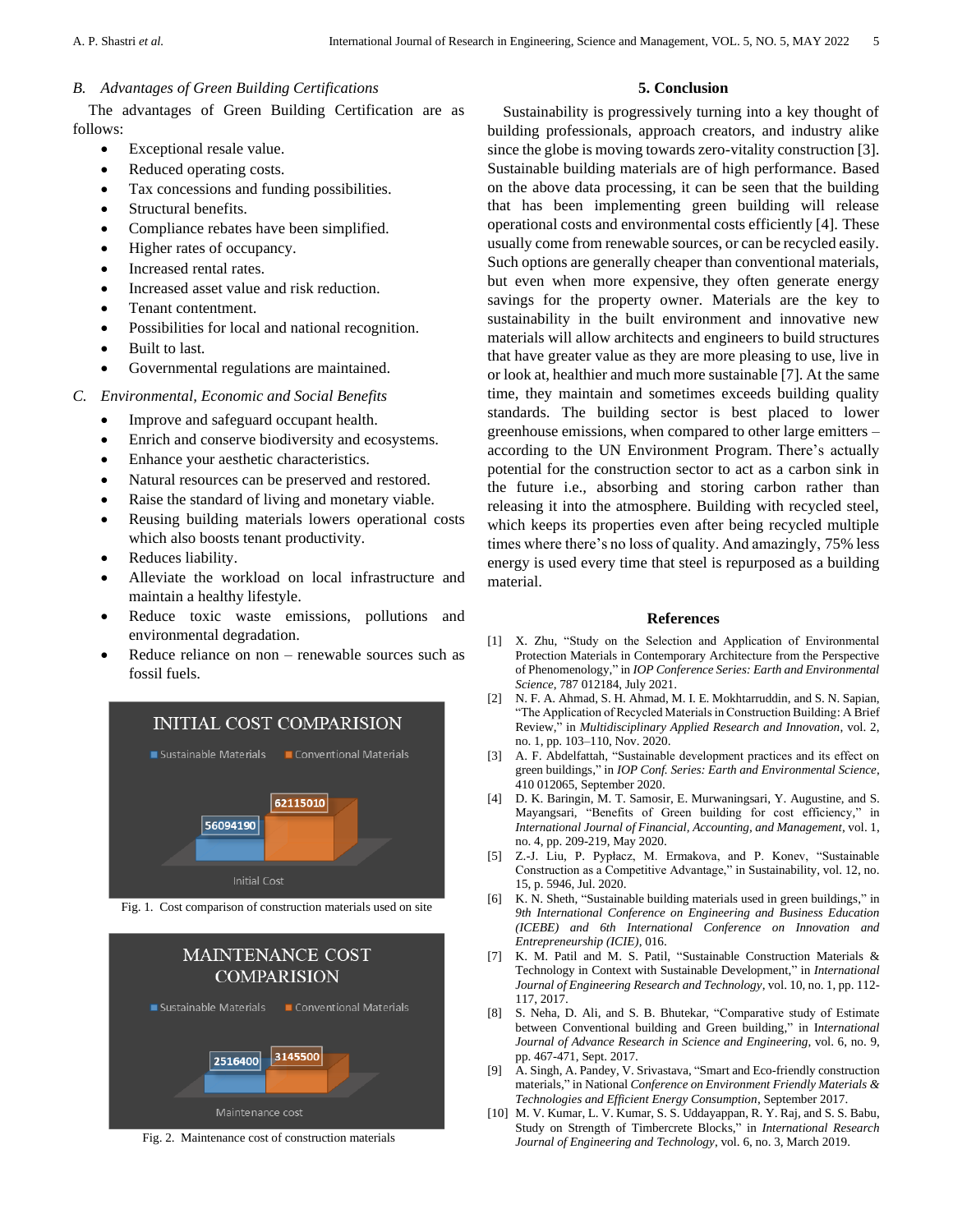### B. Advantages of Green Building Certifications

The advantages of Green Building Certification are as follows:

- Exceptional resale value.
- Reduced operating costs.
- Tax concessions and funding possibilities.
- Structural benefits.
- Compliance rebates have been simplified.
- Higher rates of occupancy.
- Increased rental rates.
- Increased asset value and risk reduction.
- Tenant contentment.
- Possibilities for local and national recognition.
- Built to last.
- Governmental regulations are maintained.

### C. Environmental, Economic and Social Benefits

- Improve and safeguard occupant health.
- Enrich and conserve biodiversity and ecosystems.
- Enhance your aesthetic characteristics.
- Natural resources can be preserved and restored.
- Raise the standard of living and monetary viable.
- Reusing building materials lowers operational costs which also boosts tenant productivity.
- Reduces liability.
- Alleviate the workload on local infrastructure and maintain a healthy lifestyle.
- Reduce toxic waste emissions, pollutions and environmental degradation.
- Reduce reliance on non – renewable sources such as fossil fuels.

INITIAL COST COMPARISION

Sustainable Materials: 56094190; Conventional Materials: 62115010 (Initial Cost)

Fig. 1. Cost comparison of construction materials used on site

MAINTENANCE COST COMPARISION

Sustainable Materials: 2516400; Conventional Materials: 3145500 (Maintenance cost)

Fig. 2. Maintenance cost of construction materials

## 5. Conclusion

Sustainability is progressively turning into a key thought of building professionals, approach creators, and industry alike since the globe is moving towards zero-vitality construction [3]. Sustainable building materials are of high performance. Based on the above data processing, it can be seen that the building that has been implementing green building will release operational costs and environmental costs efficiently [4]. These usually come from renewable sources, or can be recycled easily. Such options are generally cheaper than conventional materials, but even when more expensive, they often generate energy savings for the property owner. Materials are the key to sustainability in the built environment and innovative new materials will allow architects and engineers to build structures that have greater value as they are more pleasing to use, live in or look at, healthier and much more sustainable [7]. At the same time, they maintain and sometimes exceeds building quality standards. The building sector is best placed to lower greenhouse emissions, when compared to other large emitters – according to the UN Environment Program. There's actually potential for the construction sector to act as a carbon sink in the future i.e., absorbing and storing carbon rather than releasing it into the atmosphere. Building with recycled steel, which keeps its properties even after being recycled multiple times where there's no loss of quality. And amazingly, 75% less energy is used every time that steel is repurposed as a building material.

## References

[1] X. Zhu, "Study on the Selection and Application of Environmental Protection Materials in Contemporary Architecture from the Perspective of Phenomenology," in *IOP Conference Series: Earth and Environmental Science*, 787 012184, July 2021.

[2] N. F. A. Ahmad, S. H. Ahmad, M. I. E. Mokhtarruddin, and S. N. Sapian, "The Application of Recycled Materials in Construction Building: A Brief Review," in *Multidisciplinary Applied Research and Innovation*, vol. 2, no. 1, pp. 103–110, Nov. 2020.

[3] A. F. Abdelfattah, "Sustainable development practices and its effect on green buildings," in *IOP Conf. Series: Earth and Environmental Science*, 410 012065, September 2020.

[4] D. K. Baringin, M. T. Samosir, E. Murwaningsari, Y. Augustine, and S. Mayangsari, "Benefits of Green building for cost efficiency," in *International Journal of Financial, Accounting, and Management*, vol. 1, no. 4, pp. 209-219, May 2020.

[5] Z.-J. Liu, P. Pypłacz, M. Ermakova, and P. Konev, "Sustainable Construction as a Competitive Advantage," in Sustainability, vol. 12, no. 15, p. 5946, Jul. 2020.

[6] K. N. Sheth, "Sustainable building materials used in green buildings," in *9th International Conference on Engineering and Business Education (ICEBE) and 6th International Conference on Innovation and Entrepreneurship (ICIE)*, 016.

[7] K. M. Patil and M. S. Patil, "Sustainable Construction Materials & Technology in Context with Sustainable Development," in *International Journal of Engineering Research and Technology*, vol. 10, no. 1, pp. 112-117, 2017.

[8] S. Neha, D. Ali, and S. B. Bhutekar, "Comparative study of Estimate between Conventional building and Green building," in *International Journal of Advance Research in Science and Engineering*, vol. 6, no. 9, pp. 467-471, Sept. 2017.

[9] A. Singh, A. Pandey, V. Srivastava, "Smart and Eco-friendly construction materials," in National *Conference on Environment Friendly Materials & Technologies and Efficient Energy Consumption*, September 2017.

[10] M. V. Kumar, L. V. Kumar, S. S. Uddayappan, R. Y. Raj, and S. S. Babu, "Study on Strength of Timbercrete Blocks," in *International Research Journal of Engineering and Technology*, vol. 6, no. 3, March 2019.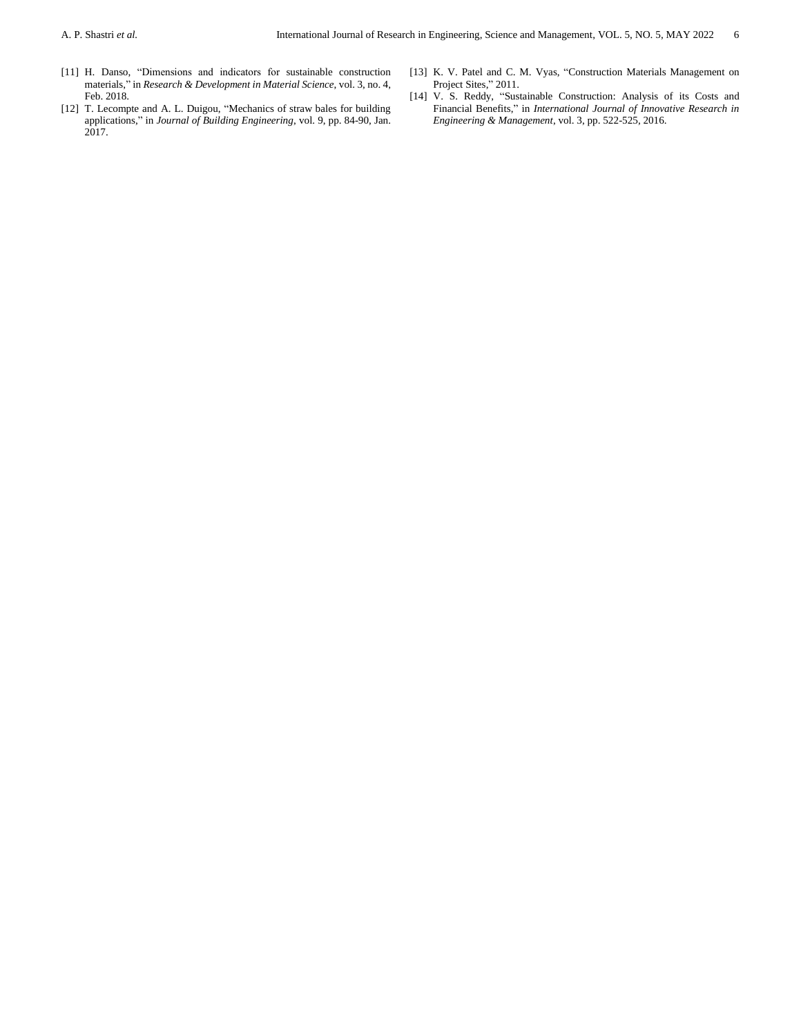[11] H. Danso, "Dimensions and indicators for sustainable construction materials," in *Research & Development in Material Science*, vol. 3, no. 4, Feb. 2018.

[12] T. Lecompte and A. L. Duigou, "Mechanics of straw bales for building applications," in *Journal of Building Engineering*, vol. 9, pp. 84-90, Jan. 2017.

[13] K. V. Patel and C. M. Vyas, "Construction Materials Management on Project Sites," 2011.

[14] V. S. Reddy, "Sustainable Construction: Analysis of its Costs and Financial Benefits," in *International Journal of Innovative Research in Engineering & Management*, vol. 3, pp. 522-525, 2016.